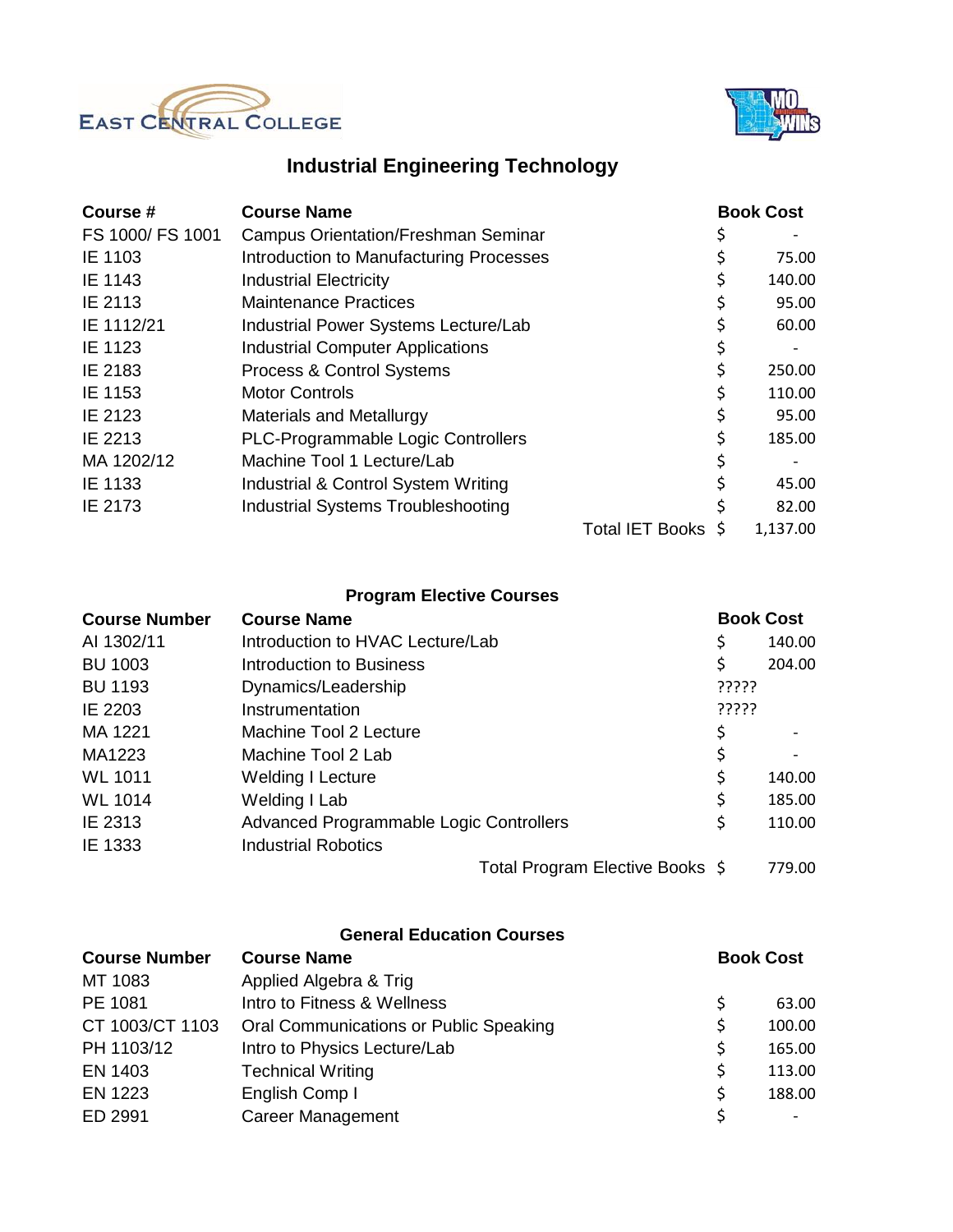EAST CENTRAL COLLEGE

MO WINS

# Industrial Engineering Technology

| Course # | Course Name | Book Cost |
| --- | --- | --- |
| FS 1000/ FS 1001 | Campus Orientation/Freshman Seminar | $ - |
| IE 1103 | Introduction to Manufacturing Processes | $ 75.00 |
| IE 1143 | Industrial Electricity | $ 140.00 |
| IE 2113 | Maintenance Practices | $ 95.00 |
| IE 1112/21 | Industrial Power Systems Lecture/Lab | $ 60.00 |
| IE 1123 | Industrial Computer Applications | $ - |
| IE 2183 | Process & Control Systems | $ 250.00 |
| IE 1153 | Motor Controls | $ 110.00 |
| IE 2123 | Materials and Metallurgy | $ 95.00 |
| IE 2213 | PLC-Programmable Logic Controllers | $ 185.00 |
| MA 1202/12 | Machine Tool 1 Lecture/Lab | $ - |
| IE 1133 | Industrial & Control System Writing | $ 45.00 |
| IE 2173 | Industrial Systems Troubleshooting | $ 82.00 |
| | Total IET Books | $ 1,137.00 |

## Program Elective Courses

| Course Number | Course Name | Book Cost |
| --- | --- | --- |
| AI 1302/11 | Introduction to HVAC Lecture/Lab | $ 140.00 |
| BU 1003 | Introduction to Business | $ 204.00 |
| BU 1193 | Dynamics/Leadership | ????? |
| IE 2203 | Instrumentation | ????? |
| MA 1221 | Machine Tool 2 Lecture | $ - |
| MA1223 | Machine Tool 2 Lab | $ - |
| WL 1011 | Welding I Lecture | $ 140.00 |
| WL 1014 | Welding I Lab | $ 185.00 |
| IE 2313 | Advanced Programmable Logic Controllers | $ 110.00 |
| IE 1333 | Industrial Robotics | |
| | Total Program Elective Books | $ 779.00 |

## General Education Courses

| Course Number | Course Name | Book Cost |
| --- | --- | --- |
| MT 1083 | Applied Algebra & Trig | |
| PE 1081 | Intro to Fitness & Wellness | $ 63.00 |
| CT 1003/CT 1103 | Oral Communications or Public Speaking | $ 100.00 |
| PH 1103/12 | Intro to Physics Lecture/Lab | $ 165.00 |
| EN 1403 | Technical Writing | $ 113.00 |
| EN 1223 | English Comp I | $ 188.00 |
| ED 2991 | Career Management | $ - |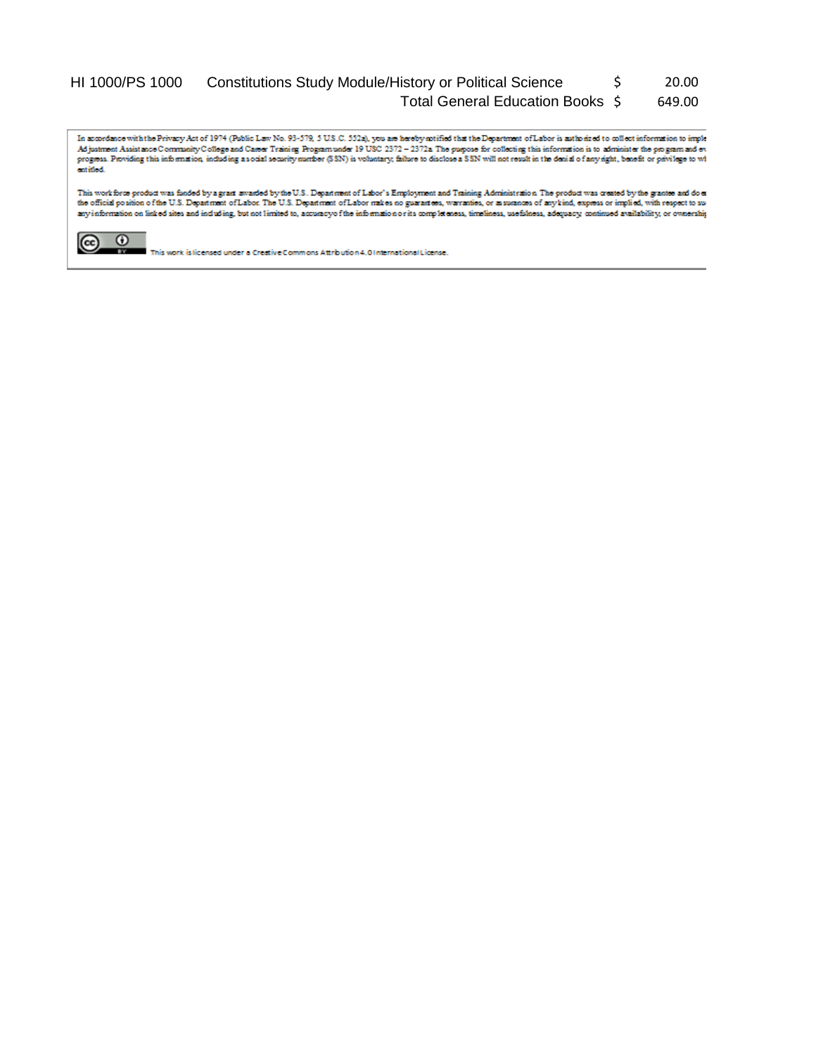| HI 1000/PS 1000 | Constitutions Study Module/History or Political Science | $ | 20.00 |
|---|---|---|---|
| | Total General Education Books | $ | 649.00 |

In accordance with the Privacy Act of 1974 (Public Law No. 93-579, 5 U.S.C. 552a), you are hereby notified that the Department of Labor is authorized to collect information to imple Adjustment Assistance Community College and Career Training Program under 19 USC 2372 – 2372a. The purpose for collecting this information is to administer the program and ev progress. Providing this information, including a social security number (SSN) is voluntary; failure to disclose a SSN will not result in the denial of any right, benefit or privilege to wh entitled.

This workforce product was funded by a grant awarded by the U.S. Department of Labor's Employment and Training Administration. The product was created by the grantee and doe the official position of the U.S. Department of Labor. The U.S. Department of Labor makes no guarantees, warranties, or assurances of any kind, express or implied, with respect to su any information on linked sites and including, but not limited to, accuracy of the information or its completeness, timeliness, usefulness, adequacy, continued availability, or ownershi

This work is licensed under a Creative Commons Attribution 4.0 International License.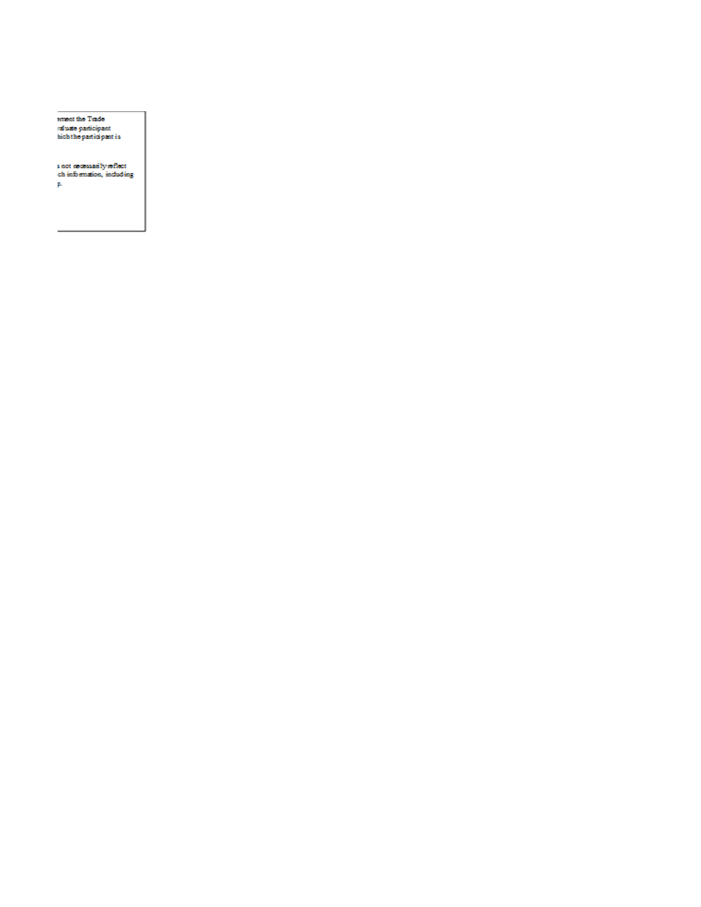ement the Trade
valuate participant
hich the participant is

s not necessarily reflect
ch information, including
p.